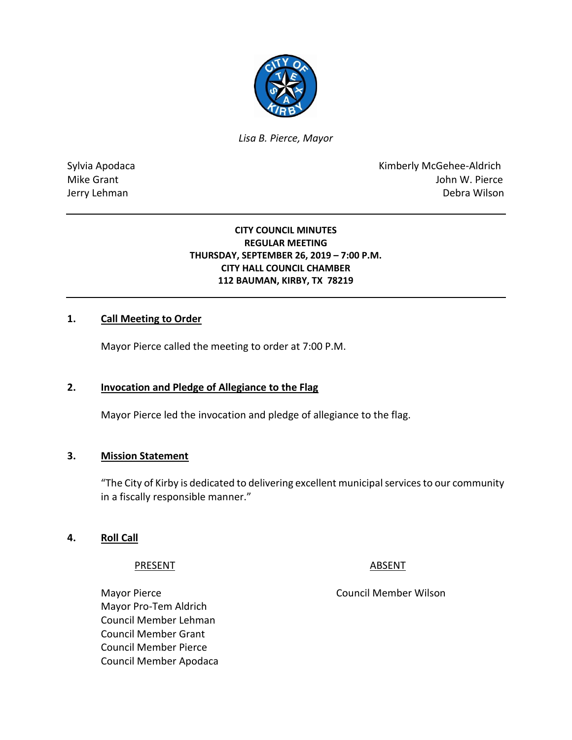*Lisa B. Pierce, Mayor*

Sylvia Apodaca
Mike Grant
Jerry Lehman

Kimberly McGehee-Aldrich
John W. Pierce
Debra Wilson

---

**CITY COUNCIL MINUTES**
**REGULAR MEETING**
**THURSDAY, SEPTEMBER 26, 2019 – 7:00 P.M.**
**CITY HALL COUNCIL CHAMBER**
**112 BAUMAN, KIRBY, TX 78219**

---

## 1. Call Meeting to Order

Mayor Pierce called the meeting to order at 7:00 P.M.

## 2. Invocation and Pledge of Allegiance to the Flag

Mayor Pierce led the invocation and pledge of allegiance to the flag.

## 3. Mission Statement

"The City of Kirby is dedicated to delivering excellent municipal services to our community in a fiscally responsible manner."

## 4. Roll Call

| PRESENT | ABSENT |
| --- | --- |
| Mayor Pierce | Council Member Wilson |
| Mayor Pro-Tem Aldrich | |
| Council Member Lehman | |
| Council Member Grant | |
| Council Member Pierce | |
| Council Member Apodaca | |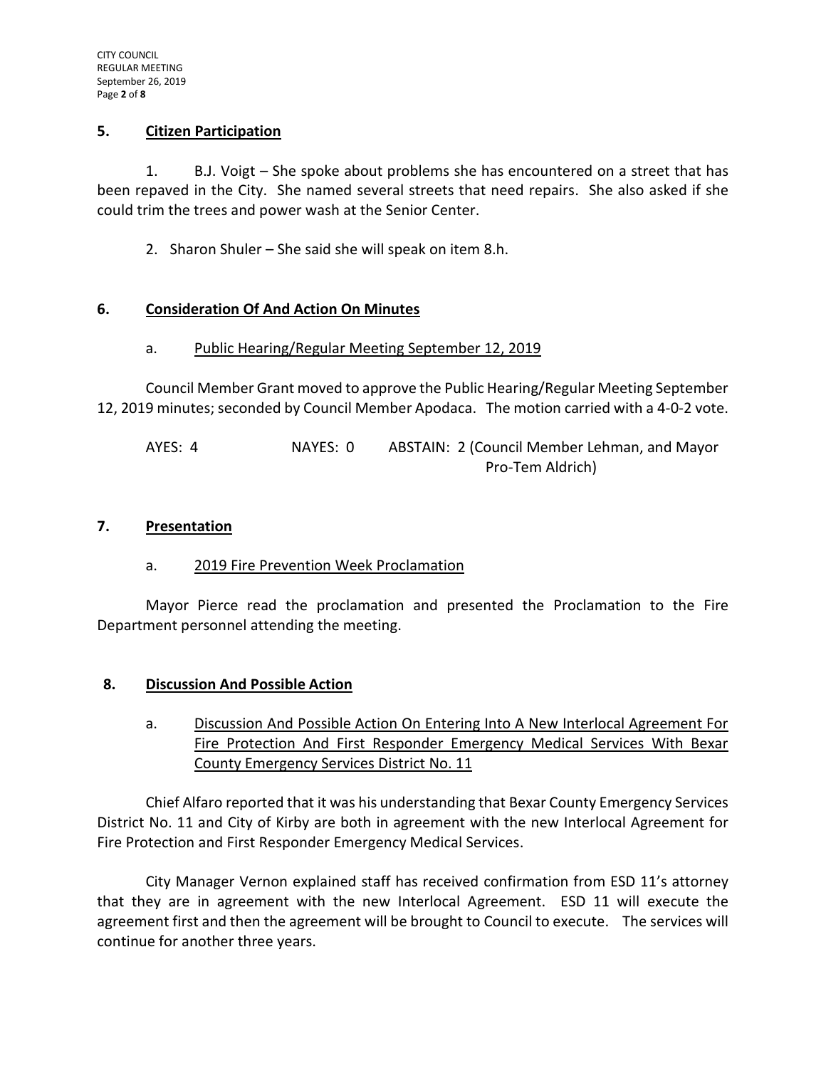## 5. Citizen Participation

1. B.J. Voigt – She spoke about problems she has encountered on a street that has been repaved in the City. She named several streets that need repairs. She also asked if she could trim the trees and power wash at the Senior Center.

2. Sharon Shuler – She said she will speak on item 8.h.

## 6. Consideration Of And Action On Minutes

a. Public Hearing/Regular Meeting September 12, 2019

Council Member Grant moved to approve the Public Hearing/Regular Meeting September 12, 2019 minutes; seconded by Council Member Apodaca. The motion carried with a 4-0-2 vote.

AYES: 4 NAYES: 0 ABSTAIN: 2 (Council Member Lehman, and Mayor Pro-Tem Aldrich)

## 7. Presentation

a. 2019 Fire Prevention Week Proclamation

Mayor Pierce read the proclamation and presented the Proclamation to the Fire Department personnel attending the meeting.

## 8. Discussion And Possible Action

a. Discussion And Possible Action On Entering Into A New Interlocal Agreement For Fire Protection And First Responder Emergency Medical Services With Bexar County Emergency Services District No. 11

Chief Alfaro reported that it was his understanding that Bexar County Emergency Services District No. 11 and City of Kirby are both in agreement with the new Interlocal Agreement for Fire Protection and First Responder Emergency Medical Services.

City Manager Vernon explained staff has received confirmation from ESD 11's attorney that they are in agreement with the new Interlocal Agreement. ESD 11 will execute the agreement first and then the agreement will be brought to Council to execute. The services will continue for another three years.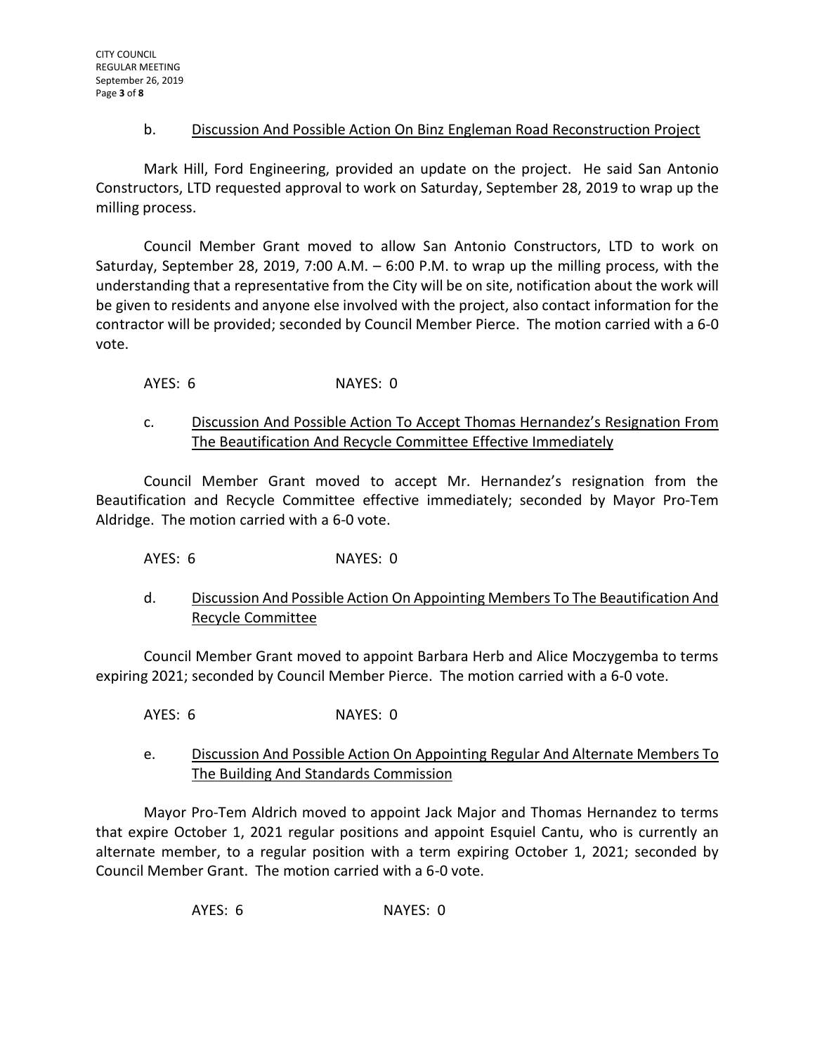b. Discussion And Possible Action On Binz Engleman Road Reconstruction Project

Mark Hill, Ford Engineering, provided an update on the project. He said San Antonio Constructors, LTD requested approval to work on Saturday, September 28, 2019 to wrap up the milling process.

Council Member Grant moved to allow San Antonio Constructors, LTD to work on Saturday, September 28, 2019, 7:00 A.M. – 6:00 P.M. to wrap up the milling process, with the understanding that a representative from the City will be on site, notification about the work will be given to residents and anyone else involved with the project, also contact information for the contractor will be provided; seconded by Council Member Pierce. The motion carried with a 6-0 vote.

AYES: 6 NAYES: 0

c. Discussion And Possible Action To Accept Thomas Hernandez's Resignation From The Beautification And Recycle Committee Effective Immediately

Council Member Grant moved to accept Mr. Hernandez's resignation from the Beautification and Recycle Committee effective immediately; seconded by Mayor Pro-Tem Aldridge. The motion carried with a 6-0 vote.

AYES: 6 NAYES: 0

d. Discussion And Possible Action On Appointing Members To The Beautification And Recycle Committee

Council Member Grant moved to appoint Barbara Herb and Alice Moczygemba to terms expiring 2021; seconded by Council Member Pierce. The motion carried with a 6-0 vote.

AYES: 6 NAYES: 0

e. Discussion And Possible Action On Appointing Regular And Alternate Members To The Building And Standards Commission

Mayor Pro-Tem Aldrich moved to appoint Jack Major and Thomas Hernandez to terms that expire October 1, 2021 regular positions and appoint Esquiel Cantu, who is currently an alternate member, to a regular position with a term expiring October 1, 2021; seconded by Council Member Grant. The motion carried with a 6-0 vote.

AYES: 6 NAYES: 0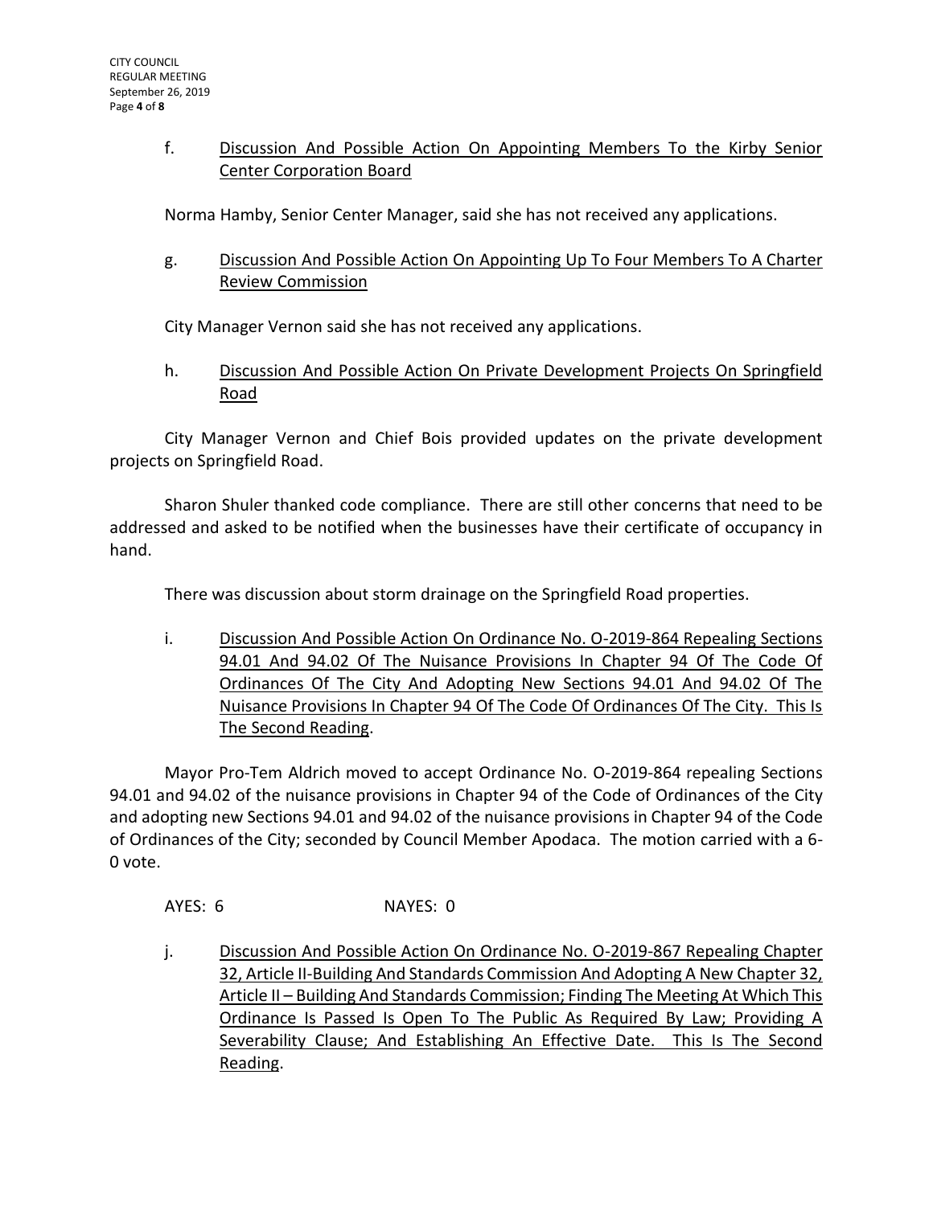f. Discussion And Possible Action On Appointing Members To the Kirby Senior Center Corporation Board

Norma Hamby, Senior Center Manager, said she has not received any applications.

g. Discussion And Possible Action On Appointing Up To Four Members To A Charter Review Commission

City Manager Vernon said she has not received any applications.

h. Discussion And Possible Action On Private Development Projects On Springfield Road

City Manager Vernon and Chief Bois provided updates on the private development projects on Springfield Road.

Sharon Shuler thanked code compliance. There are still other concerns that need to be addressed and asked to be notified when the businesses have their certificate of occupancy in hand.

There was discussion about storm drainage on the Springfield Road properties.

i. Discussion And Possible Action On Ordinance No. O-2019-864 Repealing Sections 94.01 And 94.02 Of The Nuisance Provisions In Chapter 94 Of The Code Of Ordinances Of The City And Adopting New Sections 94.01 And 94.02 Of The Nuisance Provisions In Chapter 94 Of The Code Of Ordinances Of The City. This Is The Second Reading.

Mayor Pro-Tem Aldrich moved to accept Ordinance No. O-2019-864 repealing Sections 94.01 and 94.02 of the nuisance provisions in Chapter 94 of the Code of Ordinances of the City and adopting new Sections 94.01 and 94.02 of the nuisance provisions in Chapter 94 of the Code of Ordinances of the City; seconded by Council Member Apodaca. The motion carried with a 6-0 vote.

AYES: 6 NAYES: 0

j. Discussion And Possible Action On Ordinance No. O-2019-867 Repealing Chapter 32, Article II-Building And Standards Commission And Adopting A New Chapter 32, Article II – Building And Standards Commission; Finding The Meeting At Which This Ordinance Is Passed Is Open To The Public As Required By Law; Providing A Severability Clause; And Establishing An Effective Date. This Is The Second Reading.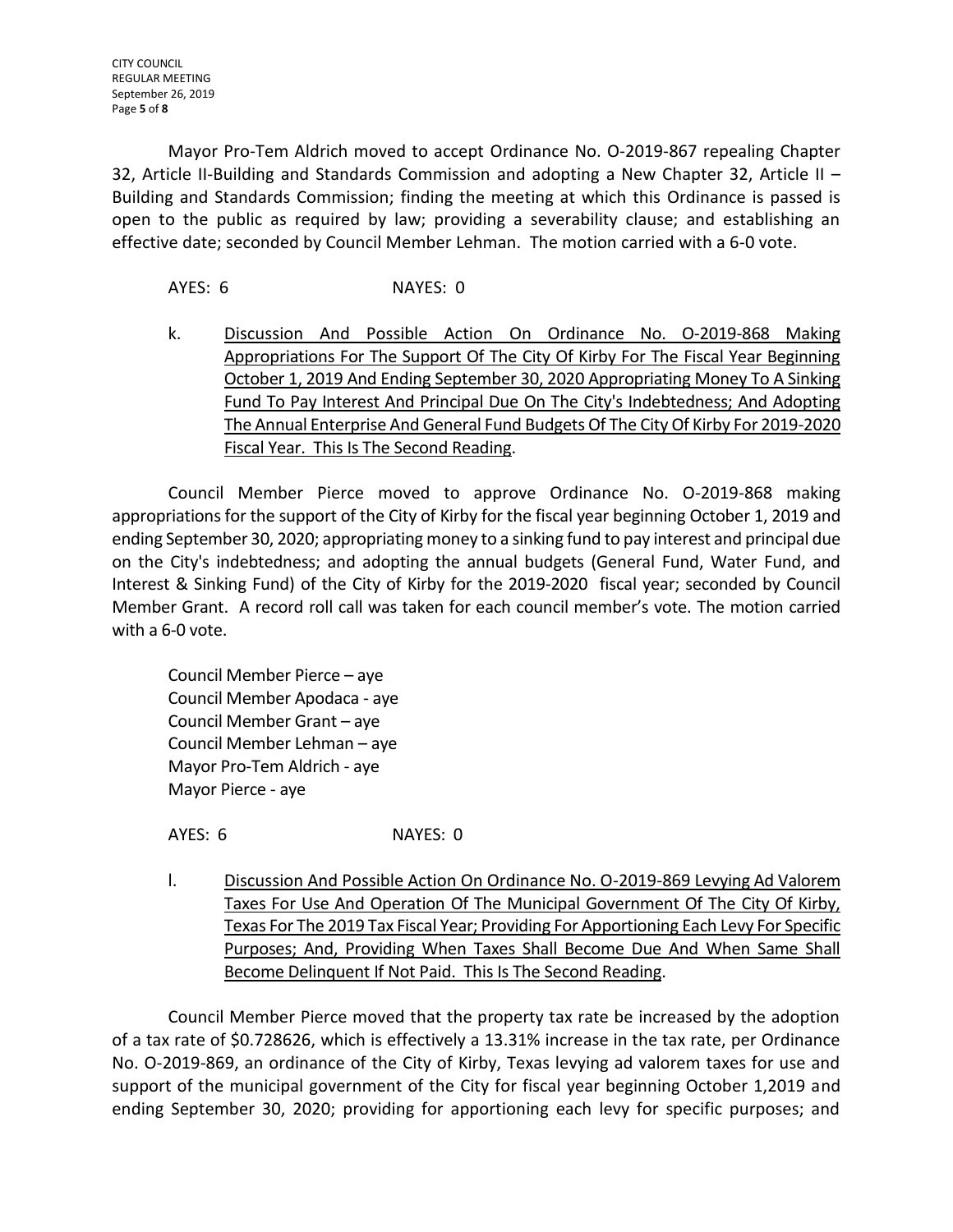Mayor Pro-Tem Aldrich moved to accept Ordinance No. O-2019-867 repealing Chapter 32, Article II-Building and Standards Commission and adopting a New Chapter 32, Article II – Building and Standards Commission; finding the meeting at which this Ordinance is passed is open to the public as required by law; providing a severability clause; and establishing an effective date; seconded by Council Member Lehman. The motion carried with a 6-0 vote.

AYES: 6 NAYES: 0

k. Discussion And Possible Action On Ordinance No. O-2019-868 Making Appropriations For The Support Of The City Of Kirby For The Fiscal Year Beginning October 1, 2019 And Ending September 30, 2020 Appropriating Money To A Sinking Fund To Pay Interest And Principal Due On The City's Indebtedness; And Adopting The Annual Enterprise And General Fund Budgets Of The City Of Kirby For 2019-2020 Fiscal Year. This Is The Second Reading.

Council Member Pierce moved to approve Ordinance No. O-2019-868 making appropriations for the support of the City of Kirby for the fiscal year beginning October 1, 2019 and ending September 30, 2020; appropriating money to a sinking fund to pay interest and principal due on the City's indebtedness; and adopting the annual budgets (General Fund, Water Fund, and Interest & Sinking Fund) of the City of Kirby for the 2019-2020 fiscal year; seconded by Council Member Grant. A record roll call was taken for each council member's vote. The motion carried with a 6-0 vote.

Council Member Pierce – aye
Council Member Apodaca - aye
Council Member Grant – aye
Council Member Lehman – aye
Mayor Pro-Tem Aldrich - aye
Mayor Pierce - aye

AYES: 6 NAYES: 0

l. Discussion And Possible Action On Ordinance No. O-2019-869 Levying Ad Valorem Taxes For Use And Operation Of The Municipal Government Of The City Of Kirby, Texas For The 2019 Tax Fiscal Year; Providing For Apportioning Each Levy For Specific Purposes; And, Providing When Taxes Shall Become Due And When Same Shall Become Delinquent If Not Paid. This Is The Second Reading.

Council Member Pierce moved that the property tax rate be increased by the adoption of a tax rate of $0.728626, which is effectively a 13.31% increase in the tax rate, per Ordinance No. O-2019-869, an ordinance of the City of Kirby, Texas levying ad valorem taxes for use and support of the municipal government of the City for fiscal year beginning October 1,2019 and ending September 30, 2020; providing for apportioning each levy for specific purposes; and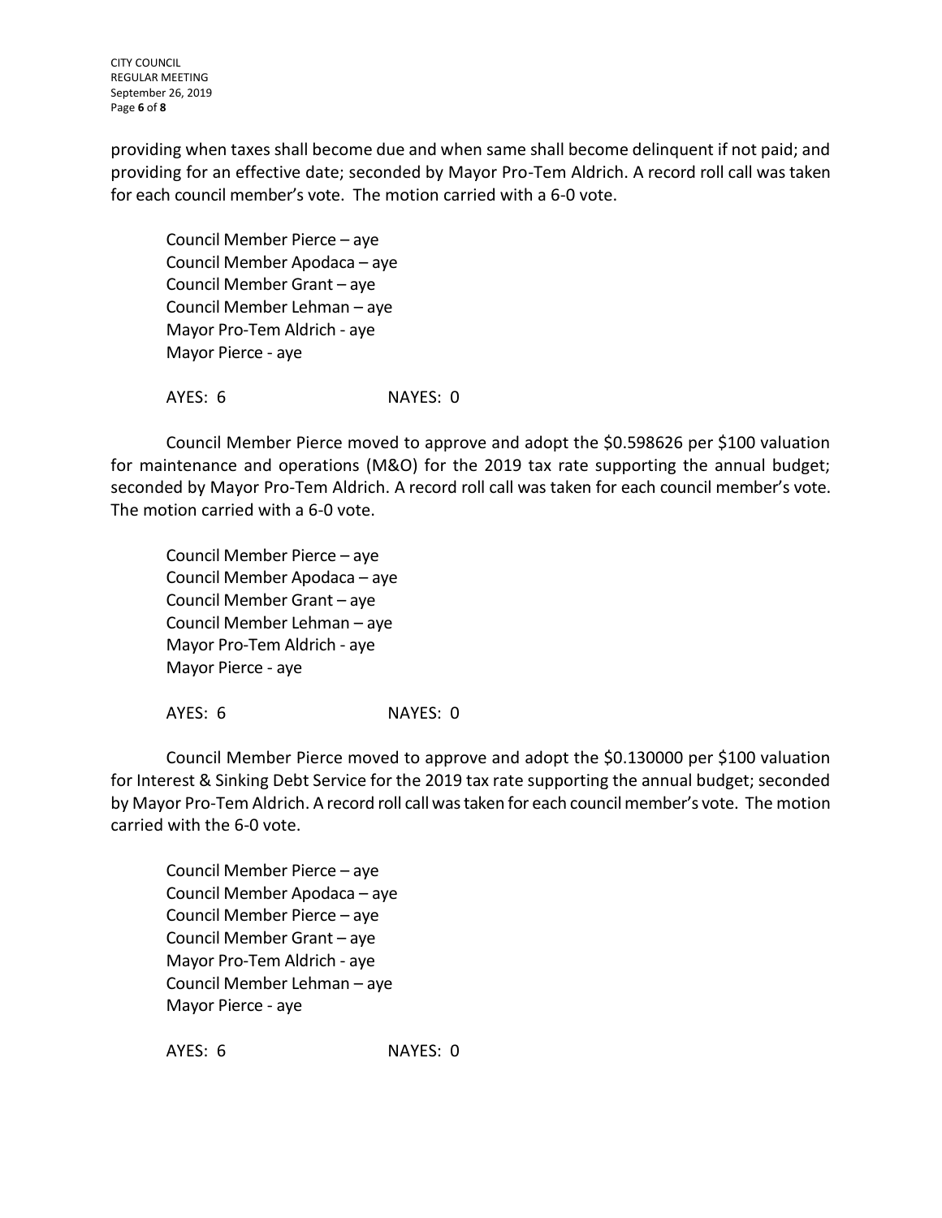providing when taxes shall become due and when same shall become delinquent if not paid; and providing for an effective date; seconded by Mayor Pro-Tem Aldrich. A record roll call was taken for each council member's vote. The motion carried with a 6-0 vote.

Council Member Pierce – aye
Council Member Apodaca – aye
Council Member Grant – aye
Council Member Lehman – aye
Mayor Pro-Tem Aldrich - aye
Mayor Pierce - aye

AYES: 6 NAYES: 0

Council Member Pierce moved to approve and adopt the $0.598626 per $100 valuation for maintenance and operations (M&O) for the 2019 tax rate supporting the annual budget; seconded by Mayor Pro-Tem Aldrich. A record roll call was taken for each council member's vote. The motion carried with a 6-0 vote.

Council Member Pierce – aye
Council Member Apodaca – aye
Council Member Grant – aye
Council Member Lehman – aye
Mayor Pro-Tem Aldrich - aye
Mayor Pierce - aye

AYES: 6 NAYES: 0

Council Member Pierce moved to approve and adopt the $0.130000 per $100 valuation for Interest & Sinking Debt Service for the 2019 tax rate supporting the annual budget; seconded by Mayor Pro-Tem Aldrich. A record roll call was taken for each council member's vote. The motion carried with the 6-0 vote.

Council Member Pierce – aye
Council Member Apodaca – aye
Council Member Pierce – aye
Council Member Grant – aye
Mayor Pro-Tem Aldrich - aye
Council Member Lehman – aye
Mayor Pierce - aye

AYES: 6 NAYES: 0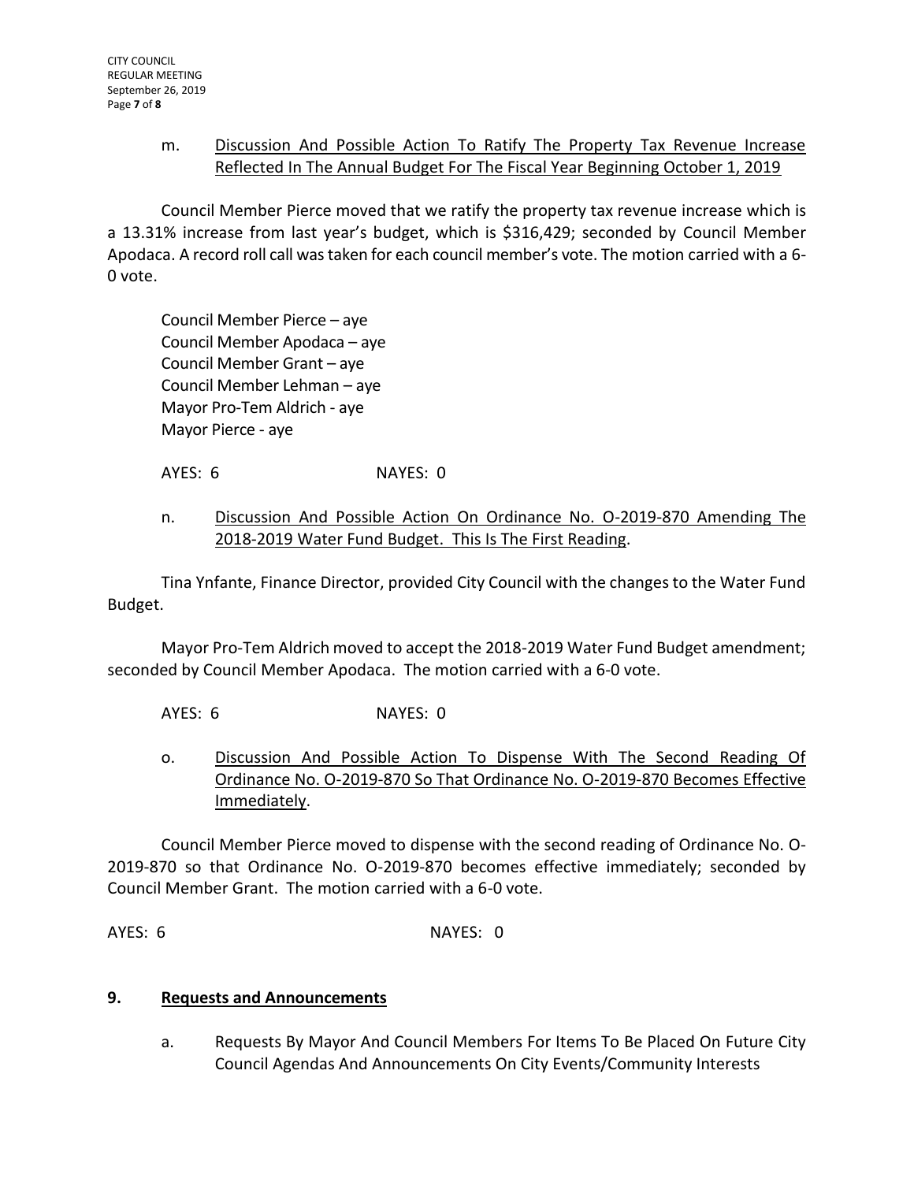m. <u>Discussion And Possible Action To Ratify The Property Tax Revenue Increase Reflected In The Annual Budget For The Fiscal Year Beginning October 1, 2019</u>

Council Member Pierce moved that we ratify the property tax revenue increase which is a 13.31% increase from last year's budget, which is $316,429; seconded by Council Member Apodaca. A record roll call was taken for each council member's vote. The motion carried with a 6-0 vote.

Council Member Pierce – aye
Council Member Apodaca – aye
Council Member Grant – aye
Council Member Lehman – aye
Mayor Pro-Tem Aldrich - aye
Mayor Pierce - aye

AYES: 6 NAYES: 0

n. <u>Discussion And Possible Action On Ordinance No. O-2019-870 Amending The 2018-2019 Water Fund Budget. This Is The First Reading</u>.

Tina Ynfante, Finance Director, provided City Council with the changes to the Water Fund Budget.

Mayor Pro-Tem Aldrich moved to accept the 2018-2019 Water Fund Budget amendment; seconded by Council Member Apodaca. The motion carried with a 6-0 vote.

AYES: 6 NAYES: 0

o. <u>Discussion And Possible Action To Dispense With The Second Reading Of Ordinance No. O-2019-870 So That Ordinance No. O-2019-870 Becomes Effective Immediately</u>.

Council Member Pierce moved to dispense with the second reading of Ordinance No. O-2019-870 so that Ordinance No. O-2019-870 becomes effective immediately; seconded by Council Member Grant. The motion carried with a 6-0 vote.

AYES: 6 NAYES: 0

## 9. <u>Requests and Announcements</u>

a. Requests By Mayor And Council Members For Items To Be Placed On Future City Council Agendas And Announcements On City Events/Community Interests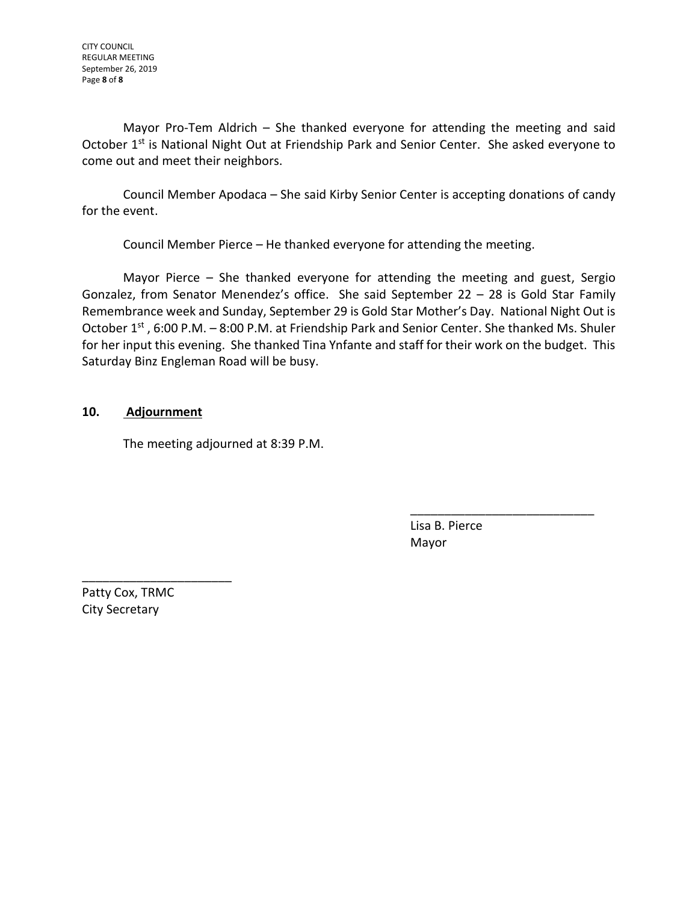Mayor Pro-Tem Aldrich – She thanked everyone for attending the meeting and said October 1st is National Night Out at Friendship Park and Senior Center. She asked everyone to come out and meet their neighbors.

Council Member Apodaca – She said Kirby Senior Center is accepting donations of candy for the event.

Council Member Pierce – He thanked everyone for attending the meeting.

Mayor Pierce – She thanked everyone for attending the meeting and guest, Sergio Gonzalez, from Senator Menendez's office. She said September 22 – 28 is Gold Star Family Remembrance week and Sunday, September 29 is Gold Star Mother's Day. National Night Out is October 1st , 6:00 P.M. – 8:00 P.M. at Friendship Park and Senior Center. She thanked Ms. Shuler for her input this evening. She thanked Tina Ynfante and staff for their work on the budget. This Saturday Binz Engleman Road will be busy.

**10. Adjournment**

The meeting adjourned at 8:39 P.M.

___________________________
Lisa B. Pierce
Mayor

______________________
Patty Cox, TRMC
City Secretary